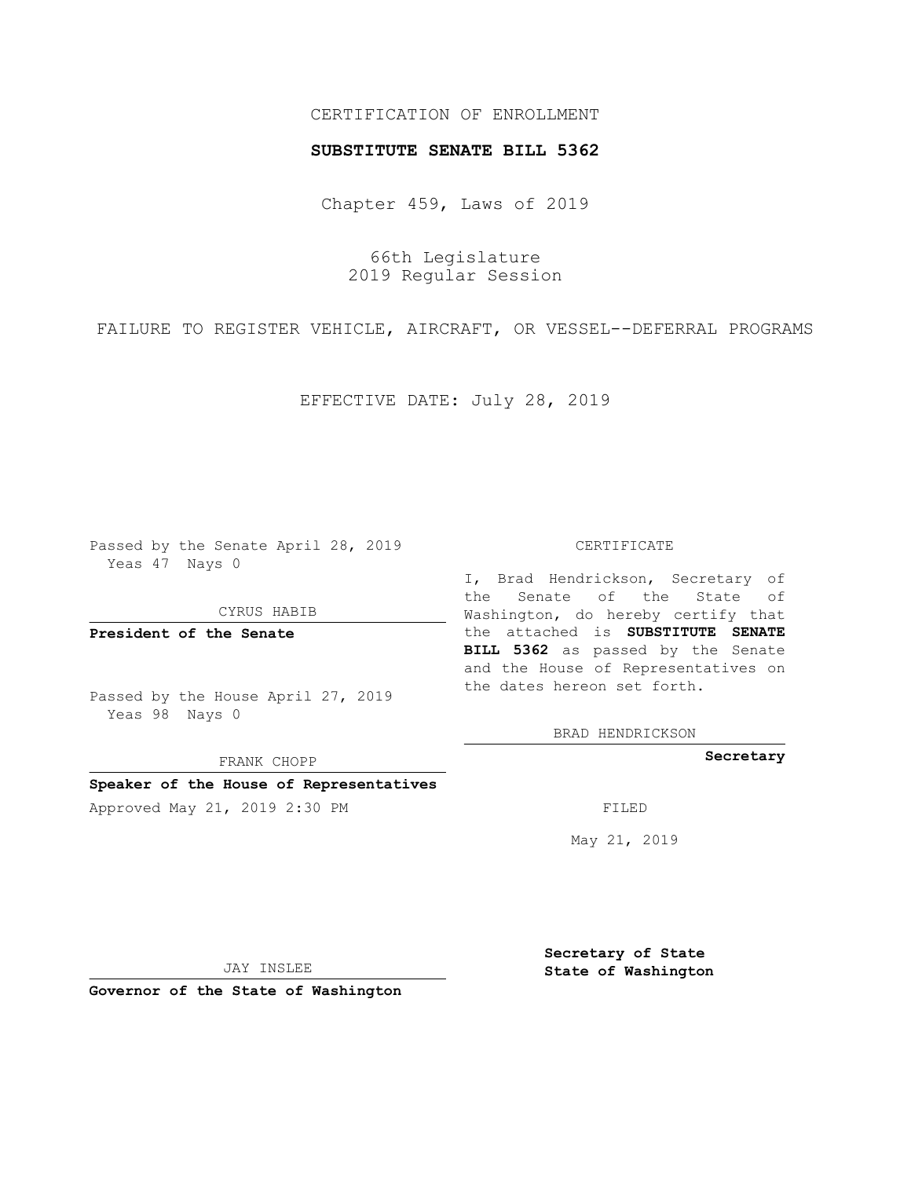CERTIFICATION OF ENROLLMENT

**SUBSTITUTE SENATE BILL 5362**

Chapter 459, Laws of 2019

66th Legislature
2019 Regular Session

FAILURE TO REGISTER VEHICLE, AIRCRAFT, OR VESSEL--DEFERRAL PROGRAMS

EFFECTIVE DATE: July 28, 2019

Passed by the Senate April 28, 2019
Yeas 47 Nays 0

CYRUS HABIB

**President of the Senate**

Passed by the House April 27, 2019
Yeas 98 Nays 0

FRANK CHOPP

**Speaker of the House of Representatives**

Approved May 21, 2019 2:30 PM

JAY INSLEE

**Governor of the State of Washington**

CERTIFICATE

I, Brad Hendrickson, Secretary of the Senate of the State of Washington, do hereby certify that the attached is **SUBSTITUTE SENATE BILL 5362** as passed by the Senate and the House of Representatives on the dates hereon set forth.

BRAD HENDRICKSON

**Secretary**

FILED

May 21, 2019

**Secretary of State**
**State of Washington**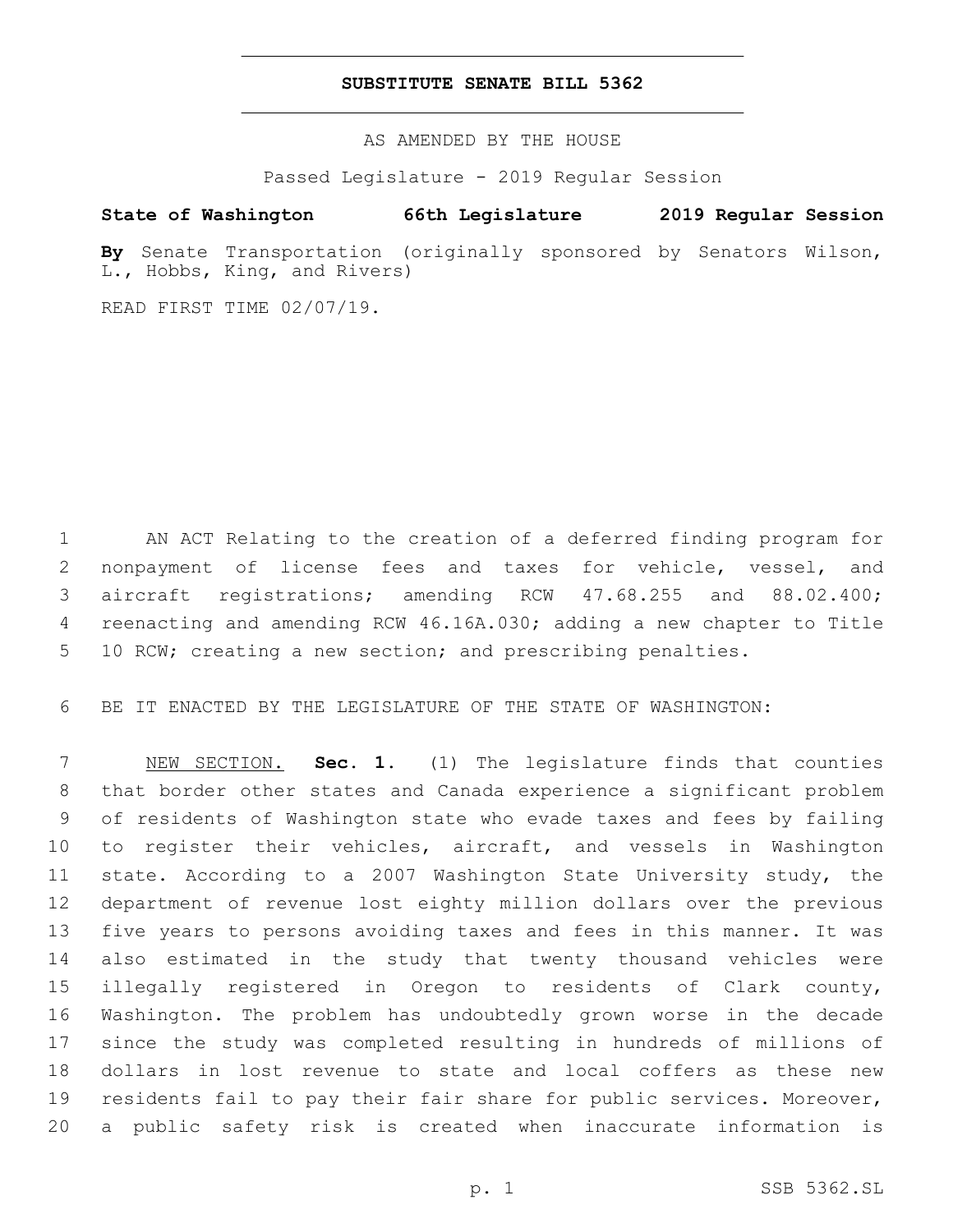# SUBSTITUTE SENATE BILL 5362

AS AMENDED BY THE HOUSE

Passed Legislature - 2019 Regular Session

**State of Washington 66th Legislature 2019 Regular Session**

**By** Senate Transportation (originally sponsored by Senators Wilson, L., Hobbs, King, and Rivers)

READ FIRST TIME 02/07/19.

AN ACT Relating to the creation of a deferred finding program for nonpayment of license fees and taxes for vehicle, vessel, and aircraft registrations; amending RCW 47.68.255 and 88.02.400; reenacting and amending RCW 46.16A.030; adding a new chapter to Title 10 RCW; creating a new section; and prescribing penalties.

BE IT ENACTED BY THE LEGISLATURE OF THE STATE OF WASHINGTON:

NEW SECTION. **Sec. 1.** (1) The legislature finds that counties that border other states and Canada experience a significant problem of residents of Washington state who evade taxes and fees by failing to register their vehicles, aircraft, and vessels in Washington state. According to a 2007 Washington State University study, the department of revenue lost eighty million dollars over the previous five years to persons avoiding taxes and fees in this manner. It was also estimated in the study that twenty thousand vehicles were illegally registered in Oregon to residents of Clark county, Washington. The problem has undoubtedly grown worse in the decade since the study was completed resulting in hundreds of millions of dollars in lost revenue to state and local coffers as these new residents fail to pay their fair share for public services. Moreover, a public safety risk is created when inaccurate information is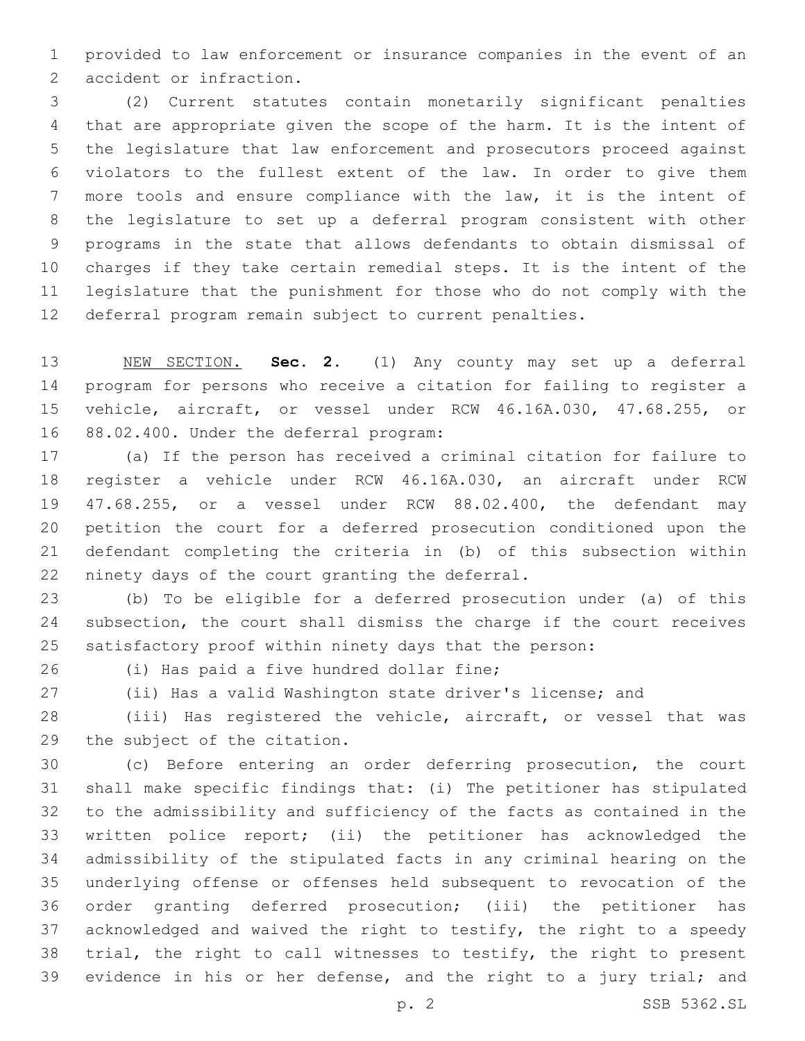provided to law enforcement or insurance companies in the event of an accident or infraction.

(2) Current statutes contain monetarily significant penalties that are appropriate given the scope of the harm. It is the intent of the legislature that law enforcement and prosecutors proceed against violators to the fullest extent of the law. In order to give them more tools and ensure compliance with the law, it is the intent of the legislature to set up a deferral program consistent with other programs in the state that allows defendants to obtain dismissal of charges if they take certain remedial steps. It is the intent of the legislature that the punishment for those who do not comply with the deferral program remain subject to current penalties.

NEW SECTION. **Sec. 2.** (1) Any county may set up a deferral program for persons who receive a citation for failing to register a vehicle, aircraft, or vessel under RCW 46.16A.030, 47.68.255, or 88.02.400. Under the deferral program:

(a) If the person has received a criminal citation for failure to register a vehicle under RCW 46.16A.030, an aircraft under RCW 47.68.255, or a vessel under RCW 88.02.400, the defendant may petition the court for a deferred prosecution conditioned upon the defendant completing the criteria in (b) of this subsection within ninety days of the court granting the deferral.

(b) To be eligible for a deferred prosecution under (a) of this subsection, the court shall dismiss the charge if the court receives satisfactory proof within ninety days that the person:

(i) Has paid a five hundred dollar fine;

(ii) Has a valid Washington state driver's license; and

(iii) Has registered the vehicle, aircraft, or vessel that was the subject of the citation.

(c) Before entering an order deferring prosecution, the court shall make specific findings that: (i) The petitioner has stipulated to the admissibility and sufficiency of the facts as contained in the written police report; (ii) the petitioner has acknowledged the admissibility of the stipulated facts in any criminal hearing on the underlying offense or offenses held subsequent to revocation of the order granting deferred prosecution; (iii) the petitioner has acknowledged and waived the right to testify, the right to a speedy trial, the right to call witnesses to testify, the right to present evidence in his or her defense, and the right to a jury trial; and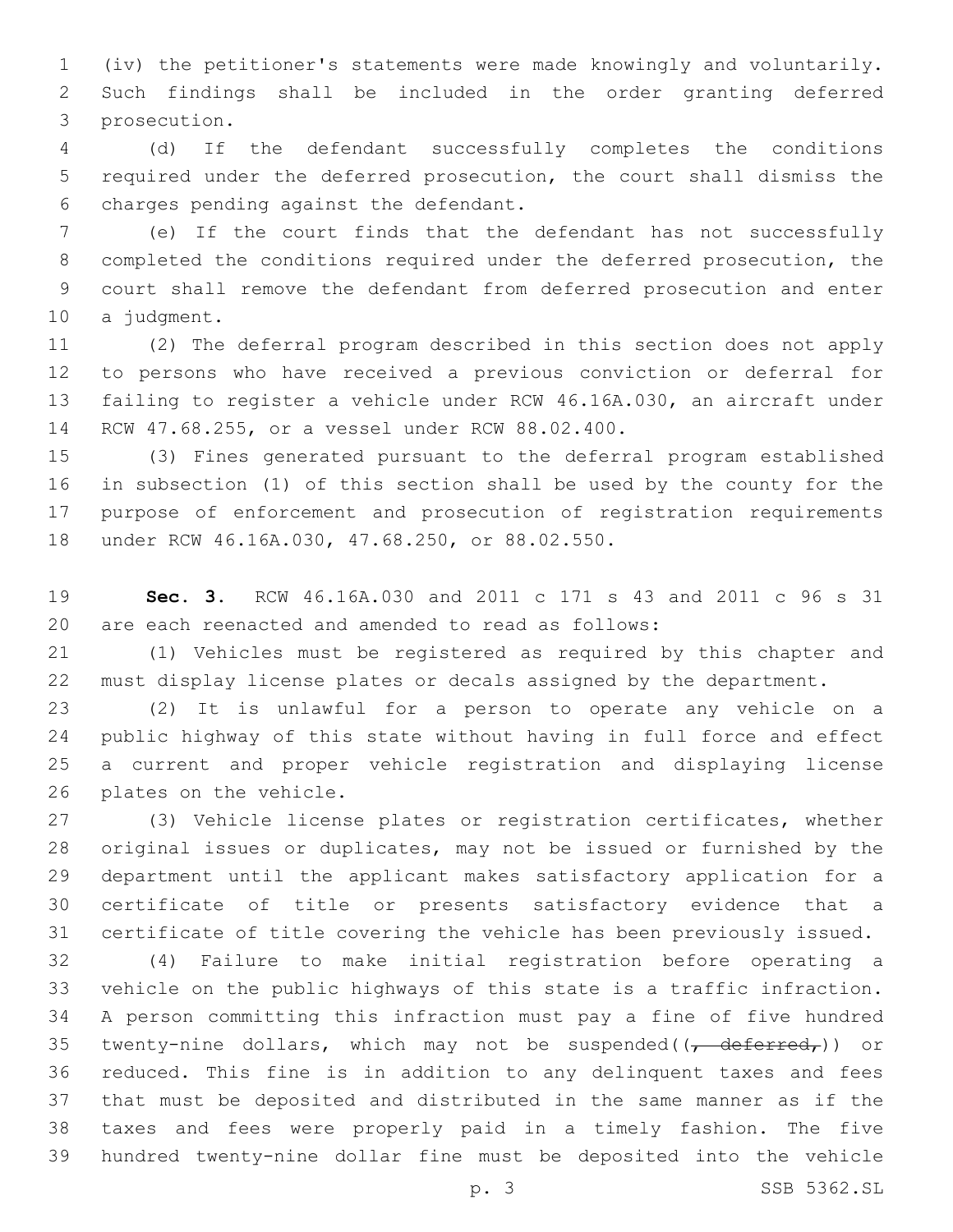(iv) the petitioner's statements were made knowingly and voluntarily. Such findings shall be included in the order granting deferred prosecution.

(d) If the defendant successfully completes the conditions required under the deferred prosecution, the court shall dismiss the charges pending against the defendant.

(e) If the court finds that the defendant has not successfully completed the conditions required under the deferred prosecution, the court shall remove the defendant from deferred prosecution and enter a judgment.

(2) The deferral program described in this section does not apply to persons who have received a previous conviction or deferral for failing to register a vehicle under RCW 46.16A.030, an aircraft under RCW 47.68.255, or a vessel under RCW 88.02.400.

(3) Fines generated pursuant to the deferral program established in subsection (1) of this section shall be used by the county for the purpose of enforcement and prosecution of registration requirements under RCW 46.16A.030, 47.68.250, or 88.02.550.

**Sec. 3.** RCW 46.16A.030 and 2011 c 171 s 43 and 2011 c 96 s 31 are each reenacted and amended to read as follows:

(1) Vehicles must be registered as required by this chapter and must display license plates or decals assigned by the department.

(2) It is unlawful for a person to operate any vehicle on a public highway of this state without having in full force and effect a current and proper vehicle registration and displaying license plates on the vehicle.

(3) Vehicle license plates or registration certificates, whether original issues or duplicates, may not be issued or furnished by the department until the applicant makes satisfactory application for a certificate of title or presents satisfactory evidence that a certificate of title covering the vehicle has been previously issued.

(4) Failure to make initial registration before operating a vehicle on the public highways of this state is a traffic infraction. A person committing this infraction must pay a fine of five hundred twenty-nine dollars, which may not be suspended((~~, deferred,~~)) or reduced. This fine is in addition to any delinquent taxes and fees that must be deposited and distributed in the same manner as if the taxes and fees were properly paid in a timely fashion. The five hundred twenty-nine dollar fine must be deposited into the vehicle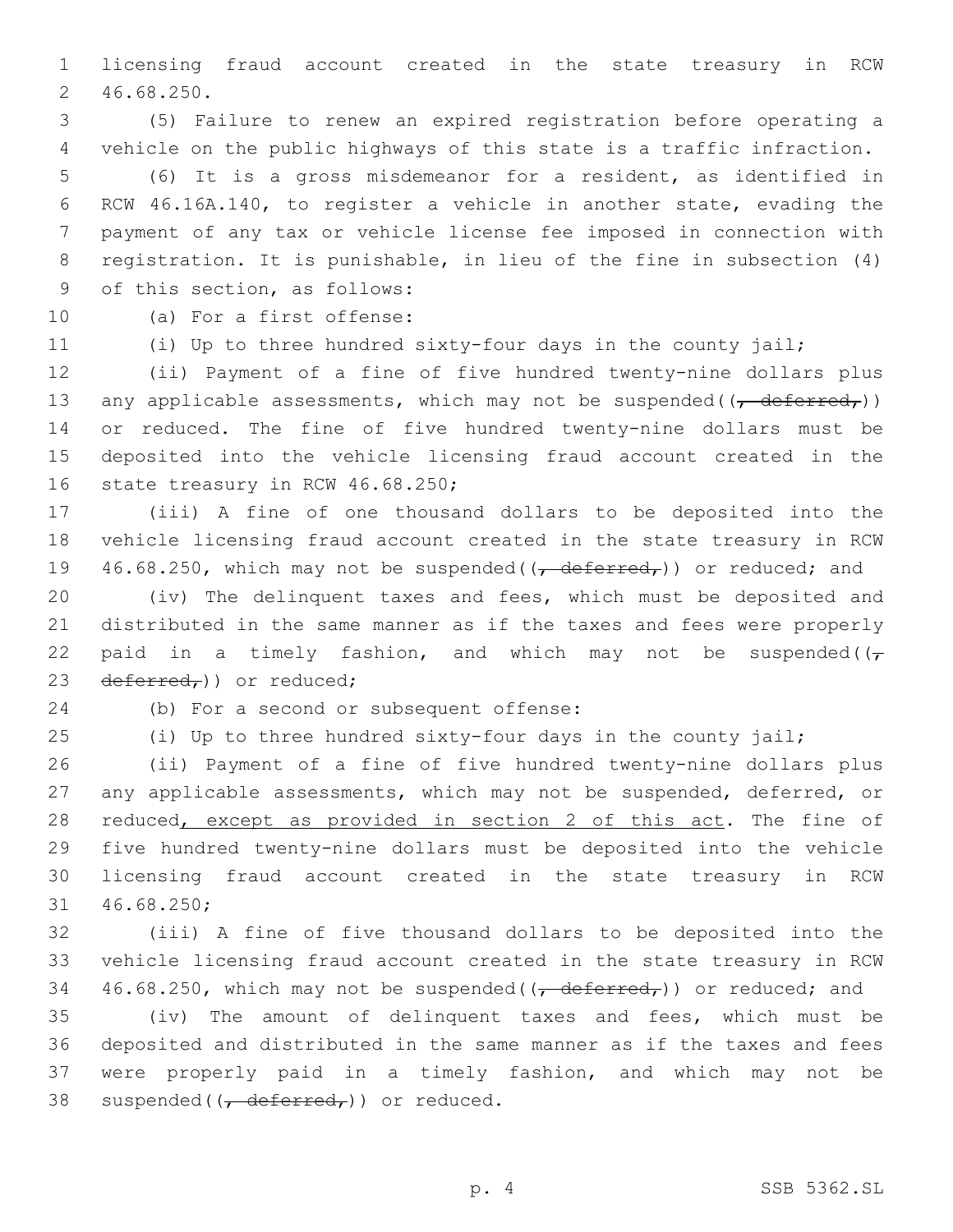licensing fraud account created in the state treasury in RCW 46.68.250.

(5) Failure to renew an expired registration before operating a vehicle on the public highways of this state is a traffic infraction.

(6) It is a gross misdemeanor for a resident, as identified in RCW 46.16A.140, to register a vehicle in another state, evading the payment of any tax or vehicle license fee imposed in connection with registration. It is punishable, in lieu of the fine in subsection (4) of this section, as follows:

(a) For a first offense:

(i) Up to three hundred sixty-four days in the county jail;

(ii) Payment of a fine of five hundred twenty-nine dollars plus any applicable assessments, which may not be suspended((~~, deferred,~~)) or reduced. The fine of five hundred twenty-nine dollars must be deposited into the vehicle licensing fraud account created in the state treasury in RCW 46.68.250;

(iii) A fine of one thousand dollars to be deposited into the vehicle licensing fraud account created in the state treasury in RCW 46.68.250, which may not be suspended((~~, deferred,~~)) or reduced; and

(iv) The delinquent taxes and fees, which must be deposited and distributed in the same manner as if the taxes and fees were properly paid in a timely fashion, and which may not be suspended((~~, deferred,~~)) or reduced;

(b) For a second or subsequent offense:

(i) Up to three hundred sixty-four days in the county jail;

(ii) Payment of a fine of five hundred twenty-nine dollars plus any applicable assessments, which may not be suspended, deferred, or reduced<u>, except as provided in section 2 of this act</u>. The fine of five hundred twenty-nine dollars must be deposited into the vehicle licensing fraud account created in the state treasury in RCW 46.68.250;

(iii) A fine of five thousand dollars to be deposited into the vehicle licensing fraud account created in the state treasury in RCW 46.68.250, which may not be suspended((~~, deferred,~~)) or reduced; and

(iv) The amount of delinquent taxes and fees, which must be deposited and distributed in the same manner as if the taxes and fees were properly paid in a timely fashion, and which may not be suspended((~~, deferred,~~)) or reduced.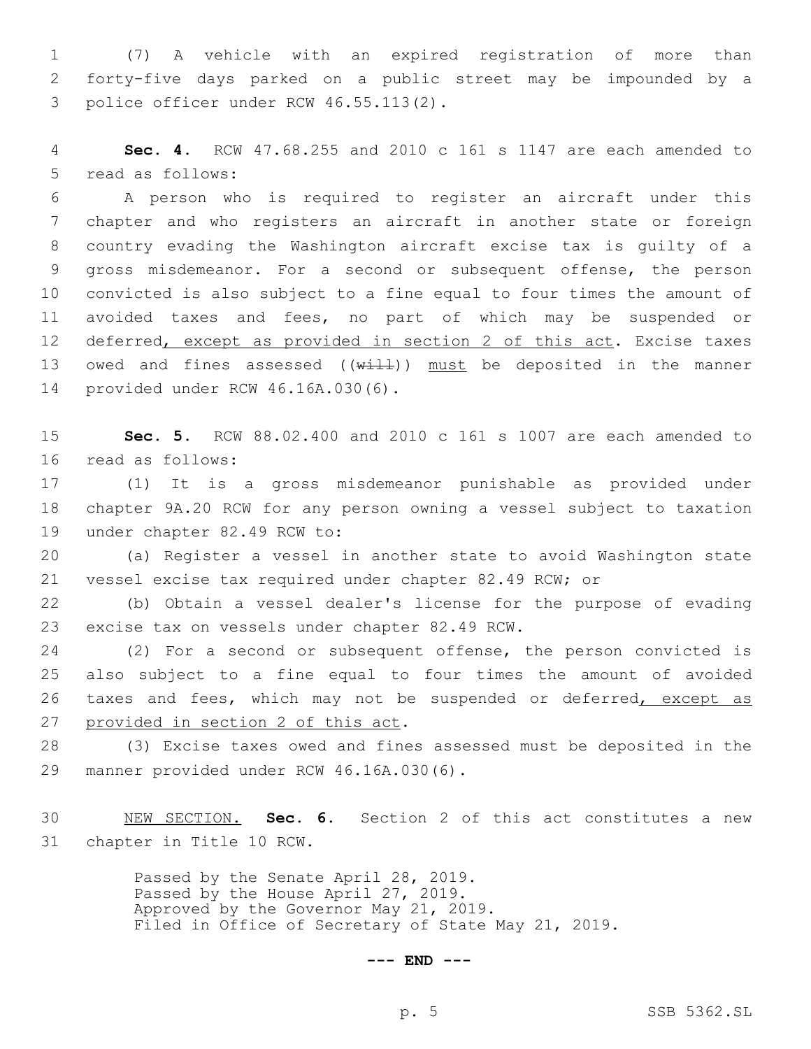(7) A vehicle with an expired registration of more than forty-five days parked on a public street may be impounded by a police officer under RCW 46.55.113(2).

**Sec. 4.** RCW 47.68.255 and 2010 c 161 s 1147 are each amended to read as follows:

A person who is required to register an aircraft under this chapter and who registers an aircraft in another state or foreign country evading the Washington aircraft excise tax is guilty of a gross misdemeanor. For a second or subsequent offense, the person convicted is also subject to a fine equal to four times the amount of avoided taxes and fees, no part of which may be suspended or deferred, except as provided in section 2 of this act. Excise taxes owed and fines assessed ((~~will~~)) must be deposited in the manner provided under RCW 46.16A.030(6).

**Sec. 5.** RCW 88.02.400 and 2010 c 161 s 1007 are each amended to read as follows:

(1) It is a gross misdemeanor punishable as provided under chapter 9A.20 RCW for any person owning a vessel subject to taxation under chapter 82.49 RCW to:

(a) Register a vessel in another state to avoid Washington state vessel excise tax required under chapter 82.49 RCW; or

(b) Obtain a vessel dealer's license for the purpose of evading excise tax on vessels under chapter 82.49 RCW.

(2) For a second or subsequent offense, the person convicted is also subject to a fine equal to four times the amount of avoided taxes and fees, which may not be suspended or deferred, except as provided in section 2 of this act.

(3) Excise taxes owed and fines assessed must be deposited in the manner provided under RCW 46.16A.030(6).

NEW SECTION. **Sec. 6.** Section 2 of this act constitutes a new chapter in Title 10 RCW.

Passed by the Senate April 28, 2019.
Passed by the House April 27, 2019.
Approved by the Governor May 21, 2019.
Filed in Office of Secretary of State May 21, 2019.

**--- END ---**